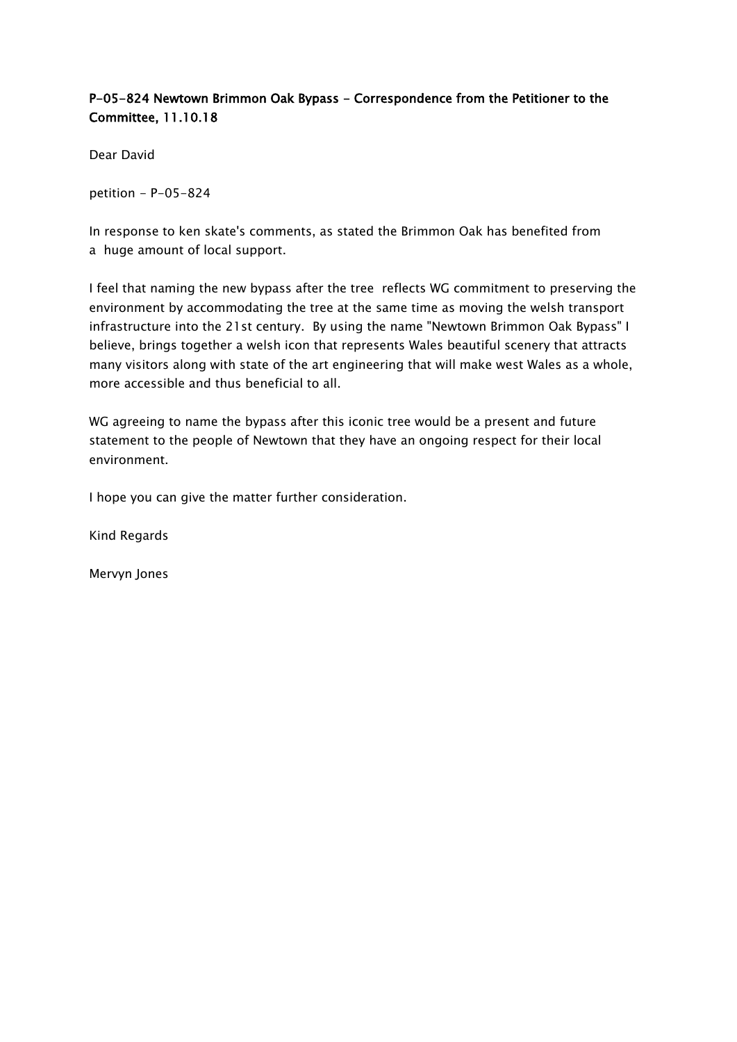**P-05-824 Newtown Brimmon Oak Bypass - Correspondence from the Petitioner to the Committee, 11.10.18**

Dear David

petition - P-05-824

In response to ken skate's comments, as stated the Brimmon Oak has benefited from a huge amount of local support.

I feel that naming the new bypass after the tree reflects WG commitment to preserving the environment by accommodating the tree at the same time as moving the welsh transport infrastructure into the 21st century. By using the name "Newtown Brimmon Oak Bypass" I believe, brings together a welsh icon that represents Wales beautiful scenery that attracts many visitors along with state of the art engineering that will make west Wales as a whole, more accessible and thus beneficial to all.

WG agreeing to name the bypass after this iconic tree would be a present and future statement to the people of Newtown that they have an ongoing respect for their local environment.

I hope you can give the matter further consideration.

Kind Regards

Mervyn Jones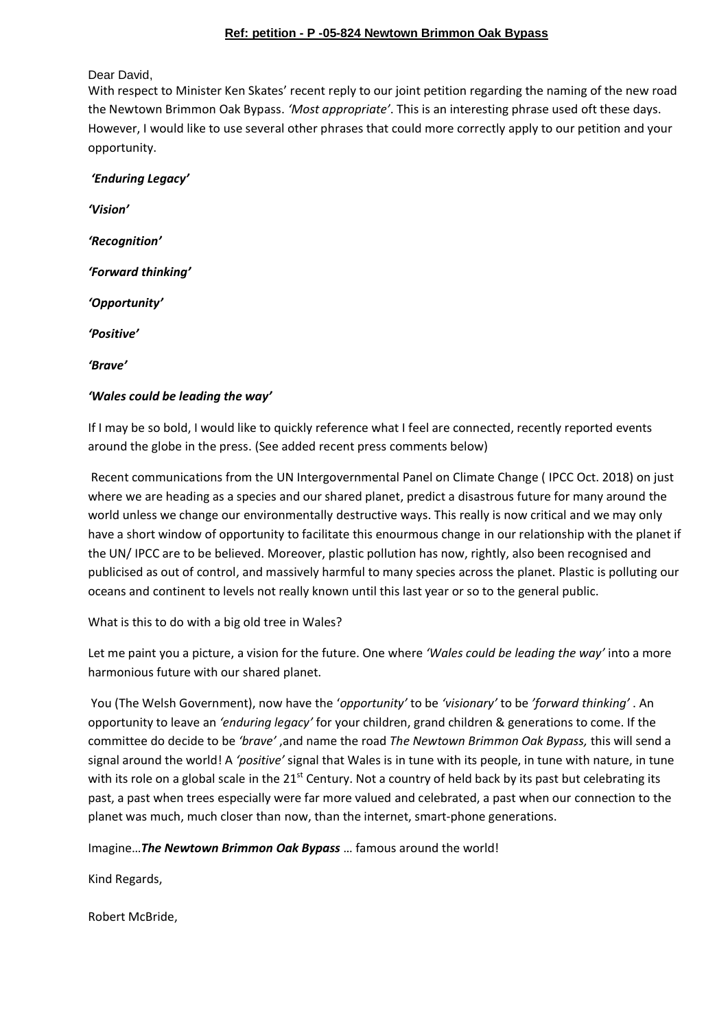**Ref: petition - P -05-824 Newtown Brimmon Oak Bypass**

Dear David,
With respect to Minister Ken Skates' recent reply to our joint petition regarding the naming of the new road the Newtown Brimmon Oak Bypass. *'Most appropriate'*. This is an interesting phrase used oft these days. However, I would like to use several other phrases that could more correctly apply to our petition and your opportunity.

***'Enduring Legacy'***

***'Vision'***

***'Recognition'***

***'Forward thinking'***

***'Opportunity'***

***'Positive'***

***'Brave'***

***'Wales could be leading the way'***

If I may be so bold, I would like to quickly reference what I feel are connected, recently reported events around the globe in the press. (See added recent press comments below)

Recent communications from the UN Intergovernmental Panel on Climate Change ( IPCC Oct. 2018) on just where we are heading as a species and our shared planet, predict a disastrous future for many around the world unless we change our environmentally destructive ways. This really is now critical and we may only have a short window of opportunity to facilitate this enourmous change in our relationship with the planet if the UN/ IPCC are to be believed. Moreover, plastic pollution has now, rightly, also been recognised and publicised as out of control, and massively harmful to many species across the planet. Plastic is polluting our oceans and continent to levels not really known until this last year or so to the general public.

What is this to do with a big old tree in Wales?

Let me paint you a picture, a vision for the future. One where *'Wales could be leading the way'* into a more harmonious future with our shared planet.

You (The Welsh Government), now have the '*opportunity'* to be *'visionary'* to be *'forward thinking'* . An opportunity to leave an *'enduring legacy'* for your children, grand children & generations to come. If the committee do decide to be *'brave'* ,and name the road *The Newtown Brimmon Oak Bypass,* this will send a signal around the world! A *'positive'* signal that Wales is in tune with its people, in tune with nature, in tune with its role on a global scale in the 21st Century. Not a country of held back by its past but celebrating its past, a past when trees especially were far more valued and celebrated, a past when our connection to the planet was much, much closer than now, than the internet, smart-phone generations.

Imagine…***The Newtown Brimmon Oak Bypass*** … famous around the world!

Kind Regards,

Robert McBride,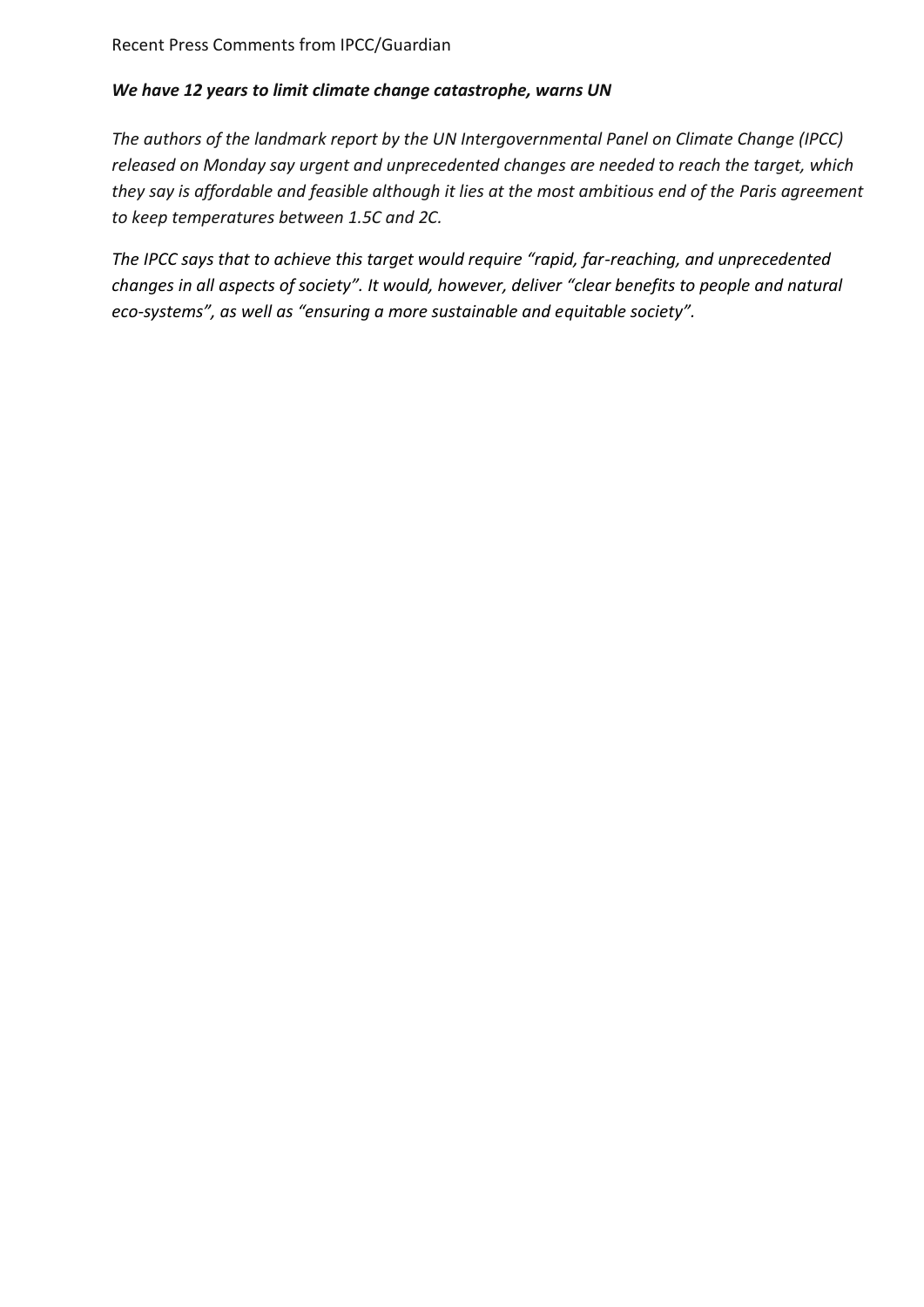Recent Press Comments from IPCC/Guardian

***We have 12 years to limit climate change catastrophe, warns UN***

*The authors of the landmark report by the UN Intergovernmental Panel on Climate Change (IPCC) released on Monday say urgent and unprecedented changes are needed to reach the target, which they say is affordable and feasible although it lies at the most ambitious end of the Paris agreement to keep temperatures between 1.5C and 2C.*

*The IPCC says that to achieve this target would require "rapid, far-reaching, and unprecedented changes in all aspects of society". It would, however, deliver "clear benefits to people and natural eco-systems", as well as "ensuring a more sustainable and equitable society".*